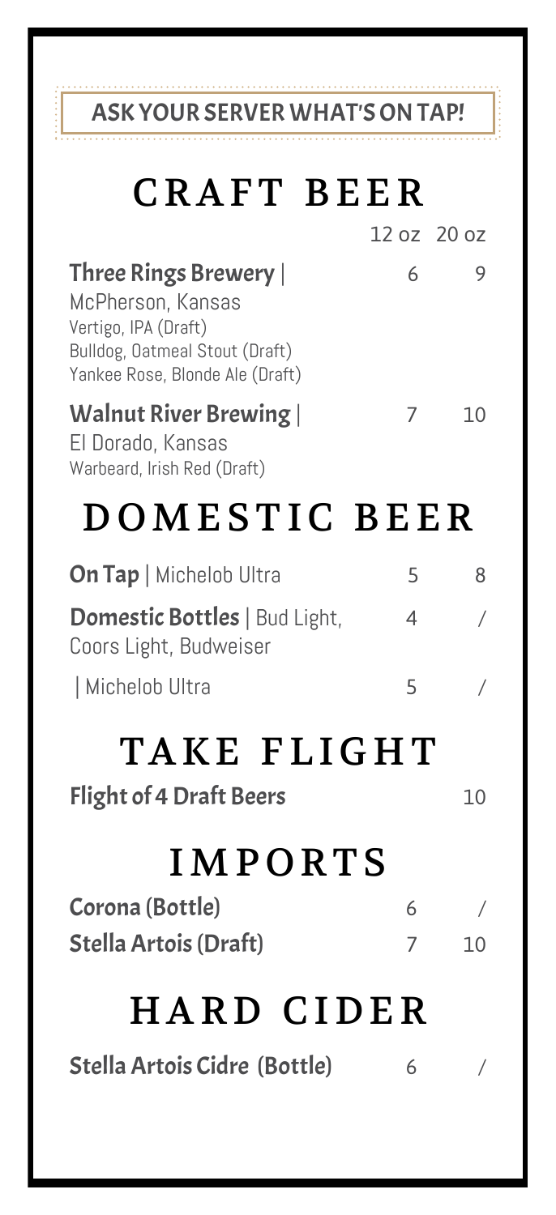**ASK YOUR SERVER WHAT'S ON TAP!**

# CRAFT BEER

| | 12 oz | 20 oz |
|---|---|---|
| **Three Rings Brewery** \| McPherson, Kansas<br>Vertigo, IPA (Draft)<br>Bulldog, Oatmeal Stout (Draft)<br>Yankee Rose, Blonde Ale (Draft) | 6 | 9 |
| **Walnut River Brewing** \| El Dorado, Kansas<br>Warbeard, Irish Red (Draft) | 7 | 10 |

# DOMESTIC BEER

| | | |
|---|---|---|
| **On Tap** \| Michelob Ultra | 5 | 8 |
| **Domestic Bottles** \| Bud Light, Coors Light, Budweiser | 4 | / |
| \| Michelob Ultra | 5 | / |

# TAKE FLIGHT

**Flight of 4 Draft Beers** 10

# IMPORTS

| | | |
|---|---|---|
| **Corona (Bottle)** | 6 | / |
| **Stella Artois (Draft)** | 7 | 10 |

# HARD CIDER

| | | |
|---|---|---|
| **Stella Artois Cidre (Bottle)** | 6 | / |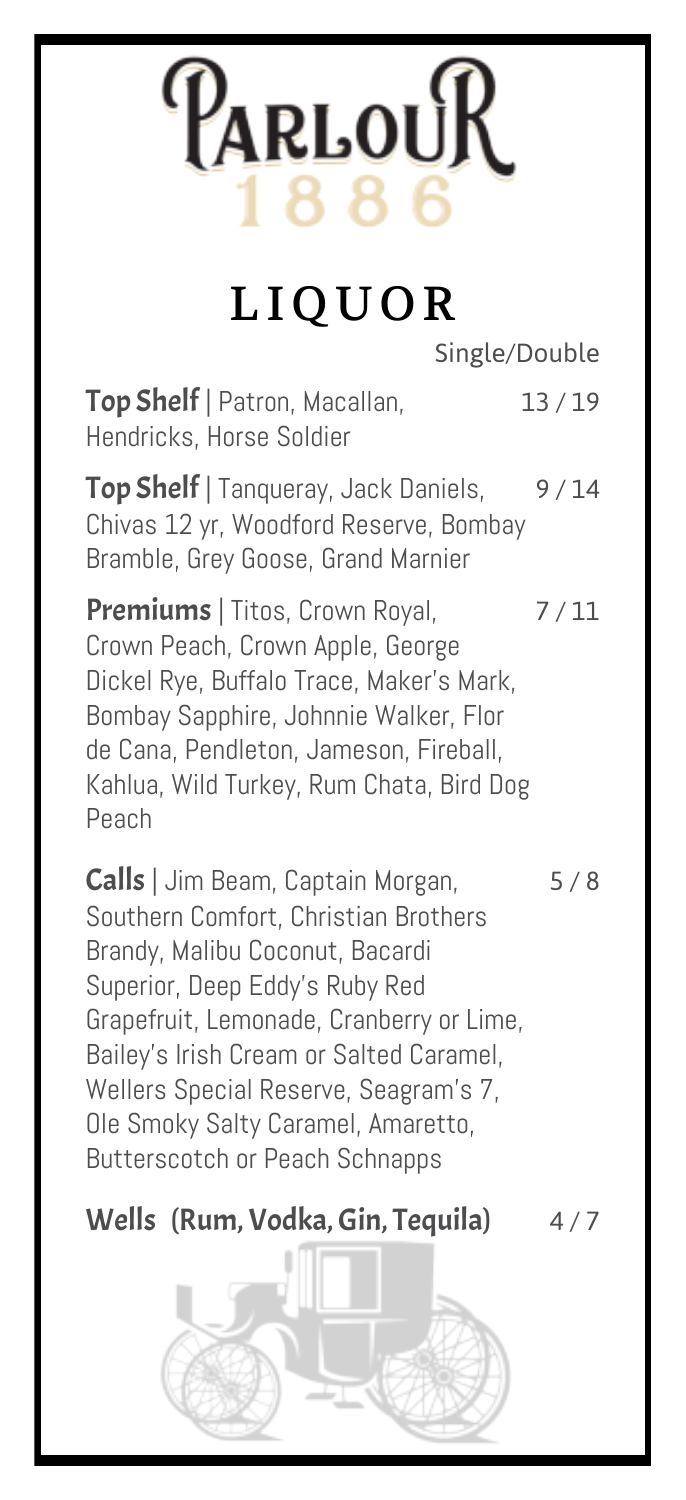# PARLOUR 1886

## LIQUOR

Single/Double

**Top Shelf** | Patron, Macallan, Hendricks, Horse Soldier — 13 / 19

**Top Shelf** | Tanqueray, Jack Daniels, Chivas 12 yr, Woodford Reserve, Bombay Bramble, Grey Goose, Grand Marnier — 9 / 14

**Premiums** | Titos, Crown Royal, Crown Peach, Crown Apple, George Dickel Rye, Buffalo Trace, Maker's Mark, Bombay Sapphire, Johnnie Walker, Flor de Cana, Pendleton, Jameson, Fireball, Kahlua, Wild Turkey, Rum Chata, Bird Dog Peach — 7 / 11

**Calls** | Jim Beam, Captain Morgan, Southern Comfort, Christian Brothers Brandy, Malibu Coconut, Bacardi Superior, Deep Eddy's Ruby Red Grapefruit, Lemonade, Cranberry or Lime, Bailey's Irish Cream or Salted Caramel, Wellers Special Reserve, Seagram's 7, Ole Smoky Salty Caramel, Amaretto, Butterscotch or Peach Schnapps — 5 / 8

**Wells (Rum, Vodka, Gin, Tequila)** — 4 / 7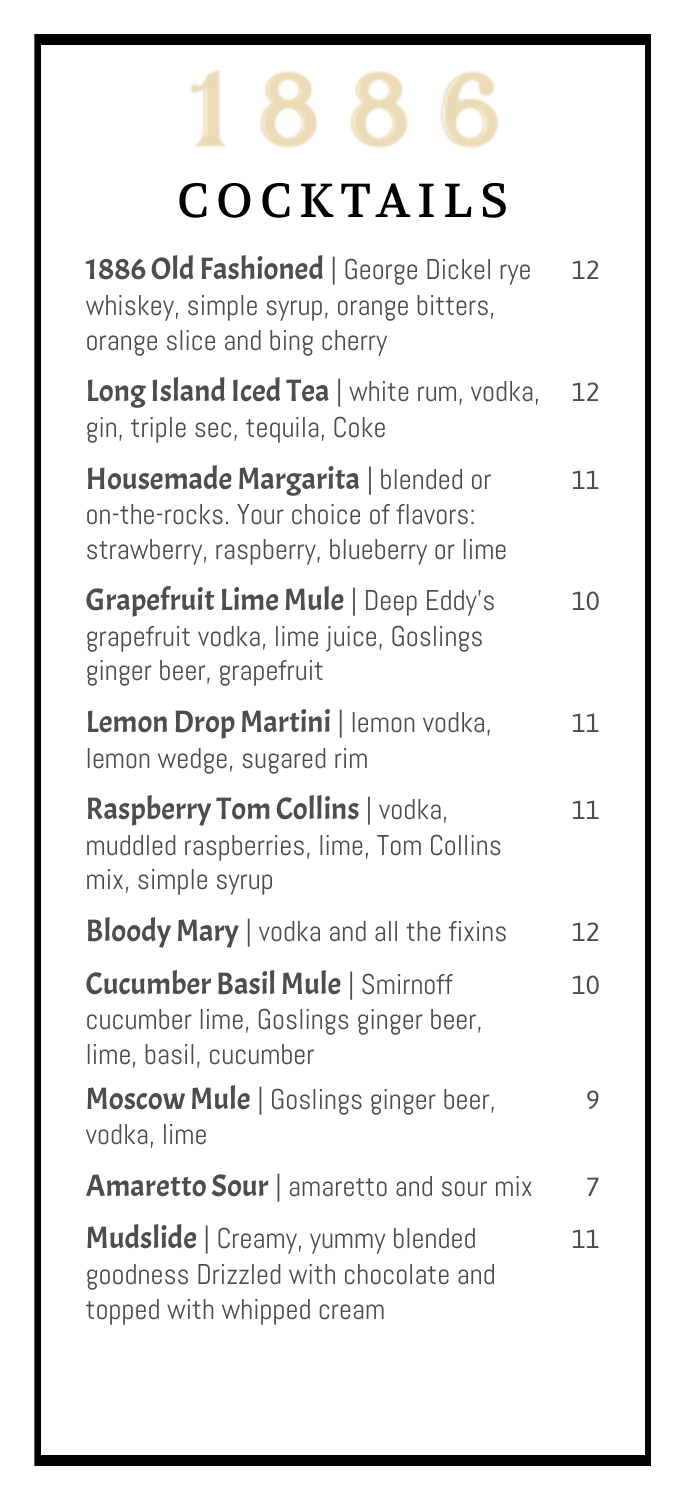# 1886

## COCKTAILS

**1886 Old Fashioned** | George Dickel rye whiskey, simple syrup, orange bitters, orange slice and bing cherry 12

**Long Island Iced Tea** | white rum, vodka, gin, triple sec, tequila, Coke 12

**Housemade Margarita** | blended or on-the-rocks. Your choice of flavors: strawberry, raspberry, blueberry or lime 11

**Grapefruit Lime Mule** | Deep Eddy's grapefruit vodka, lime juice, Goslings ginger beer, grapefruit 10

**Lemon Drop Martini** | lemon vodka, lemon wedge, sugared rim 11

**Raspberry Tom Collins** | vodka, muddled raspberries, lime, Tom Collins mix, simple syrup 11

**Bloody Mary** | vodka and all the fixins 12

**Cucumber Basil Mule** | Smirnoff cucumber lime, Goslings ginger beer, lime, basil, cucumber 10

**Moscow Mule** | Goslings ginger beer, vodka, lime 9

**Amaretto Sour** | amaretto and sour mix 7

**Mudslide** | Creamy, yummy blended goodness Drizzled with chocolate and topped with whipped cream 11